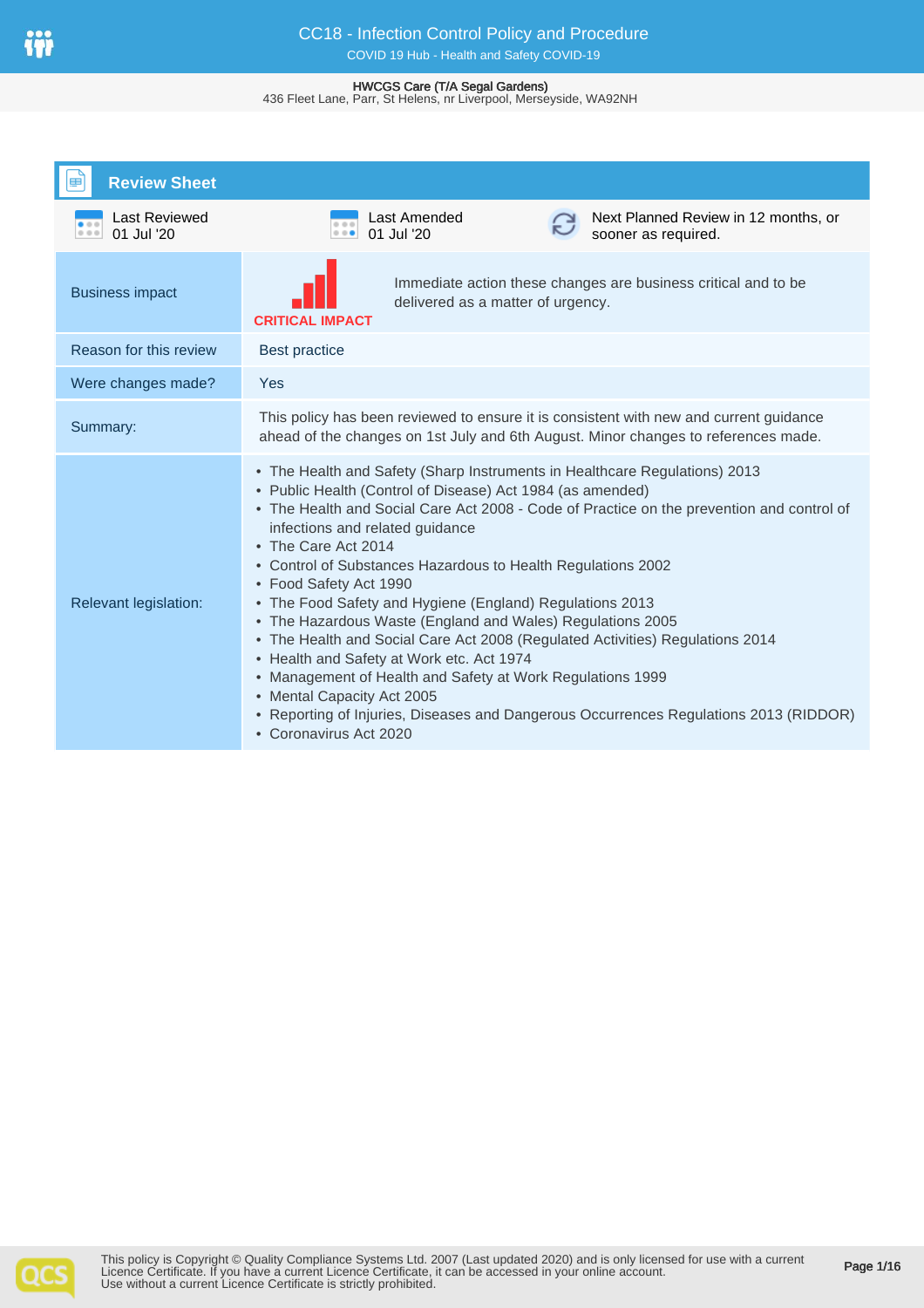# CC18 - Infection Control Policy and Procedure

COVID 19 Hub - Health and Safety COVID-19

**HWCGS Care (T/A Segal Gardens)**
436 Fleet Lane, Parr, St Helens, nr Liverpool, Merseyside, WA92NH

## Review Sheet

| Last Reviewed | Last Amended | Next Planned Review |
| --- | --- | --- |
| 01 Jul '20 | 01 Jul '20 | Next Planned Review in 12 months, or sooner as required. |

| | |
| --- | --- |
| Business impact | **CRITICAL IMPACT** – Immediate action these changes are business critical and to be delivered as a matter of urgency. |
| Reason for this review | Best practice |
| Were changes made? | Yes |
| Summary: | This policy has been reviewed to ensure it is consistent with new and current guidance ahead of the changes on 1st July and 6th August. Minor changes to references made. |
| Relevant legislation: | • The Health and Safety (Sharp Instruments in Healthcare Regulations) 2013<br>• Public Health (Control of Disease) Act 1984 (as amended)<br>• The Health and Social Care Act 2008 - Code of Practice on the prevention and control of infections and related guidance<br>• The Care Act 2014<br>• Control of Substances Hazardous to Health Regulations 2002<br>• Food Safety Act 1990<br>• The Food Safety and Hygiene (England) Regulations 2013<br>• The Hazardous Waste (England and Wales) Regulations 2005<br>• The Health and Social Care Act 2008 (Regulated Activities) Regulations 2014<br>• Health and Safety at Work etc. Act 1974<br>• Management of Health and Safety at Work Regulations 1999<br>• Mental Capacity Act 2005<br>• Reporting of Injuries, Diseases and Dangerous Occurrences Regulations 2013 (RIDDOR)<br>• Coronavirus Act 2020 |

This policy is Copyright © Quality Compliance Systems Ltd. 2007 (Last updated 2020) and is only licensed for use with a current Licence Certificate. If you have a current Licence Certificate, it can be accessed in your online account. Use without a current Licence Certificate is strictly prohibited.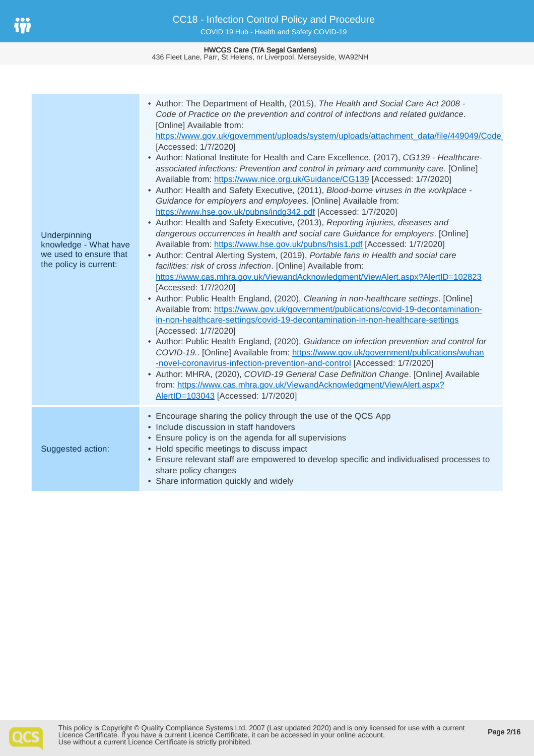| | |
|---|---|
| Underpinning knowledge - What have we used to ensure that the policy is current: | • Author: The Department of Health, (2015), *The Health and Social Care Act 2008 - Code of Practice on the prevention and control of infections and related guidance*. [Online] Available from: https://www.gov.uk/government/uploads/system/uploads/attachment_data/file/449049/Code [Accessed: 1/7/2020]<br>• Author: National Institute for Health and Care Excellence, (2017), *CG139 - Healthcare-associated infections: Prevention and control in primary and community care*. [Online] Available from: https://www.nice.org.uk/Guidance/CG139 [Accessed: 1/7/2020]<br>• Author: Health and Safety Executive, (2011), *Blood-borne viruses in the workplace - Guidance for employers and employees*. [Online] Available from: https://www.hse.gov.uk/pubns/indg342.pdf [Accessed: 1/7/2020]<br>• Author: Health and Safety Executive, (2013), *Reporting injuries, diseases and dangerous occurrences in health and social care Guidance for employers*. [Online] Available from: https://www.hse.gov.uk/pubns/hsis1.pdf [Accessed: 1/7/2020]<br>• Author: Central Alerting System, (2019), *Portable fans in Health and social care facilities: risk of cross infection*. [Online] Available from: https://www.cas.mhra.gov.uk/ViewandAcknowledgment/ViewAlert.aspx?AlertID=102823 [Accessed: 1/7/2020]<br>• Author: Public Health England, (2020), *Cleaning in non-healthcare settings*. [Online] Available from: https://www.gov.uk/government/publications/covid-19-decontamination-in-non-healthcare-settings/covid-19-decontamination-in-non-healthcare-settings [Accessed: 1/7/2020]<br>• Author: Public Health England, (2020), *Guidance on infection prevention and control for COVID-19.*. [Online] Available from: https://www.gov.uk/government/publications/wuhan-novel-coronavirus-infection-prevention-and-control [Accessed: 1/7/2020]<br>• Author: MHRA, (2020), *COVID-19 General Case Definition Change*. [Online] Available from: https://www.cas.mhra.gov.uk/ViewandAcknowledgment/ViewAlert.aspx?AlertID=103043 [Accessed: 1/7/2020] |
| Suggested action: | • Encourage sharing the policy through the use of the QCS App<br>• Include discussion in staff handovers<br>• Ensure policy is on the agenda for all supervisions<br>• Hold specific meetings to discuss impact<br>• Ensure relevant staff are empowered to develop specific and individualised processes to share policy changes<br>• Share information quickly and widely |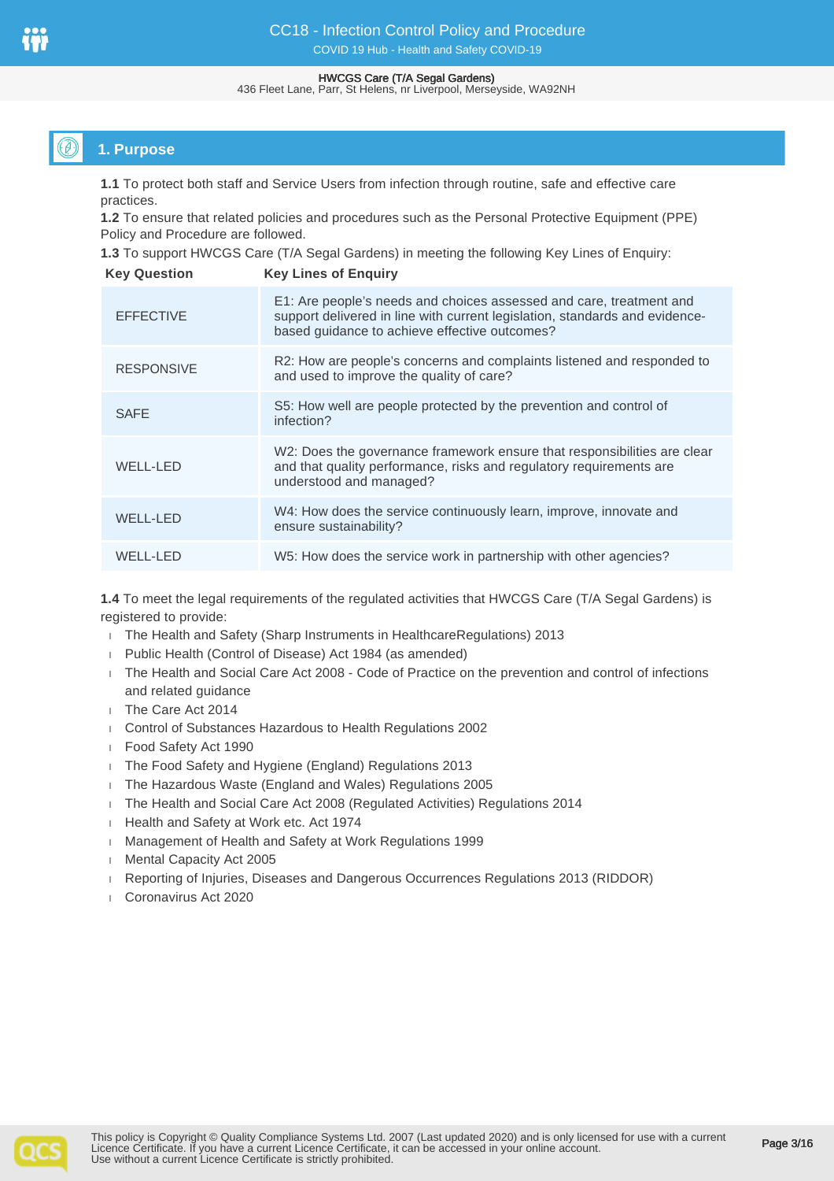## 1. Purpose

**1.1** To protect both staff and Service Users from infection through routine, safe and effective care practices.

**1.2** To ensure that related policies and procedures such as the Personal Protective Equipment (PPE) Policy and Procedure are followed.

**1.3** To support HWCGS Care (T/A Segal Gardens) in meeting the following Key Lines of Enquiry:

| Key Question | Key Lines of Enquiry |
|---|---|
| EFFECTIVE | E1: Are people's needs and choices assessed and care, treatment and support delivered in line with current legislation, standards and evidence-based guidance to achieve effective outcomes? |
| RESPONSIVE | R2: How are people's concerns and complaints listened and responded to and used to improve the quality of care? |
| SAFE | S5: How well are people protected by the prevention and control of infection? |
| WELL-LED | W2: Does the governance framework ensure that responsibilities are clear and that quality performance, risks and regulatory requirements are understood and managed? |
| WELL-LED | W4: How does the service continuously learn, improve, innovate and ensure sustainability? |
| WELL-LED | W5: How does the service work in partnership with other agencies? |

**1.4** To meet the legal requirements of the regulated activities that HWCGS Care (T/A Segal Gardens) is registered to provide:

- The Health and Safety (Sharp Instruments in HealthcareRegulations) 2013
- Public Health (Control of Disease) Act 1984 (as amended)
- The Health and Social Care Act 2008 - Code of Practice on the prevention and control of infections and related guidance
- The Care Act 2014
- Control of Substances Hazardous to Health Regulations 2002
- Food Safety Act 1990
- The Food Safety and Hygiene (England) Regulations 2013
- The Hazardous Waste (England and Wales) Regulations 2005
- The Health and Social Care Act 2008 (Regulated Activities) Regulations 2014
- Health and Safety at Work etc. Act 1974
- Management of Health and Safety at Work Regulations 1999
- Mental Capacity Act 2005
- Reporting of Injuries, Diseases and Dangerous Occurrences Regulations 2013 (RIDDOR)
- Coronavirus Act 2020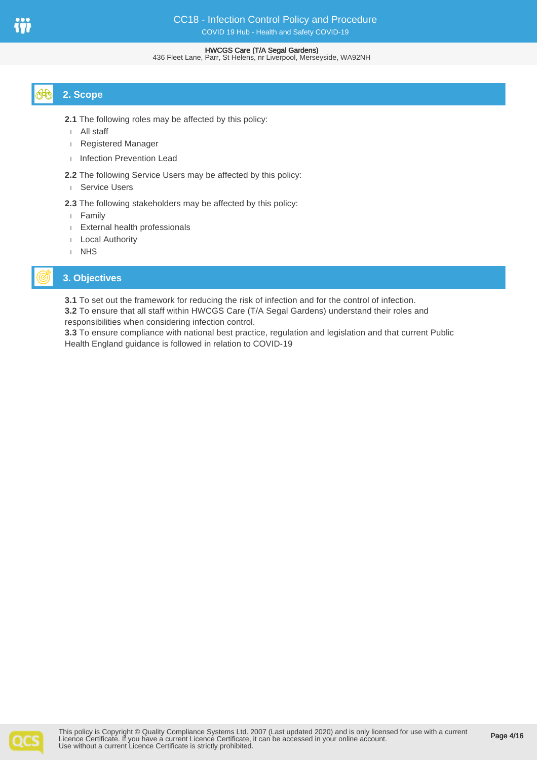## 2. Scope

**2.1** The following roles may be affected by this policy:

- All staff
- Registered Manager
- Infection Prevention Lead

**2.2** The following Service Users may be affected by this policy:

- Service Users

**2.3** The following stakeholders may be affected by this policy:

- Family
- External health professionals
- Local Authority
- NHS

## 3. Objectives

**3.1** To set out the framework for reducing the risk of infection and for the control of infection.
**3.2** To ensure that all staff within HWCGS Care (T/A Segal Gardens) understand their roles and responsibilities when considering infection control.
**3.3** To ensure compliance with national best practice, regulation and legislation and that current Public Health England guidance is followed in relation to COVID-19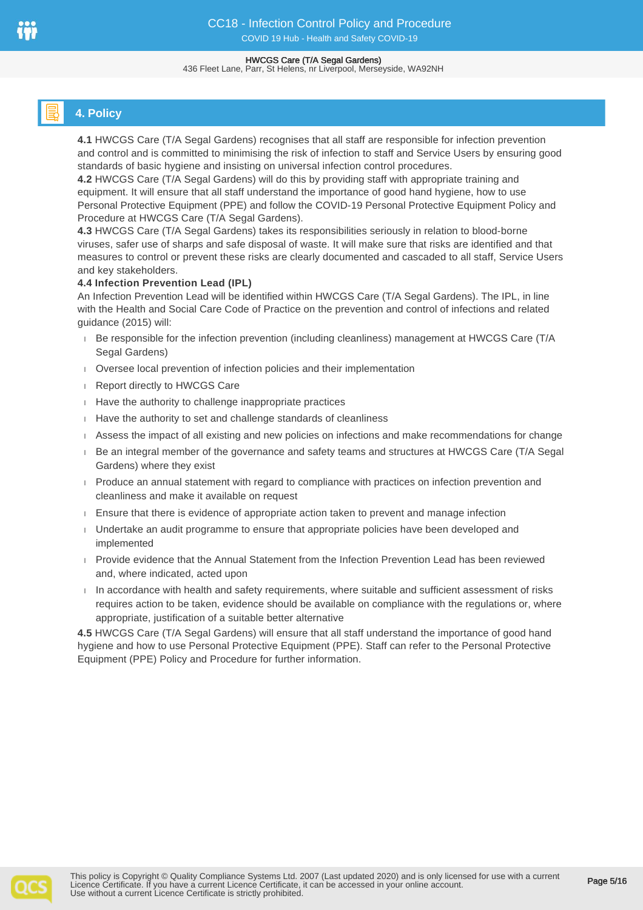## 4. Policy

**4.1** HWCGS Care (T/A Segal Gardens) recognises that all staff are responsible for infection prevention and control and is committed to minimising the risk of infection to staff and Service Users by ensuring good standards of basic hygiene and insisting on universal infection control procedures.

**4.2** HWCGS Care (T/A Segal Gardens) will do this by providing staff with appropriate training and equipment. It will ensure that all staff understand the importance of good hand hygiene, how to use Personal Protective Equipment (PPE) and follow the COVID-19 Personal Protective Equipment Policy and Procedure at HWCGS Care (T/A Segal Gardens).

**4.3** HWCGS Care (T/A Segal Gardens) takes its responsibilities seriously in relation to blood-borne viruses, safer use of sharps and safe disposal of waste. It will make sure that risks are identified and that measures to control or prevent these risks are clearly documented and cascaded to all staff, Service Users and key stakeholders.

**4.4 Infection Prevention Lead (IPL)**

An Infection Prevention Lead will be identified within HWCGS Care (T/A Segal Gardens). The IPL, in line with the Health and Social Care Code of Practice on the prevention and control of infections and related guidance (2015) will:

- Be responsible for the infection prevention (including cleanliness) management at HWCGS Care (T/A Segal Gardens)
- Oversee local prevention of infection policies and their implementation
- Report directly to HWCGS Care
- Have the authority to challenge inappropriate practices
- Have the authority to set and challenge standards of cleanliness
- Assess the impact of all existing and new policies on infections and make recommendations for change
- Be an integral member of the governance and safety teams and structures at HWCGS Care (T/A Segal Gardens) where they exist
- Produce an annual statement with regard to compliance with practices on infection prevention and cleanliness and make it available on request
- Ensure that there is evidence of appropriate action taken to prevent and manage infection
- Undertake an audit programme to ensure that appropriate policies have been developed and implemented
- Provide evidence that the Annual Statement from the Infection Prevention Lead has been reviewed and, where indicated, acted upon
- In accordance with health and safety requirements, where suitable and sufficient assessment of risks requires action to be taken, evidence should be available on compliance with the regulations or, where appropriate, justification of a suitable better alternative

**4.5** HWCGS Care (T/A Segal Gardens) will ensure that all staff understand the importance of good hand hygiene and how to use Personal Protective Equipment (PPE). Staff can refer to the Personal Protective Equipment (PPE) Policy and Procedure for further information.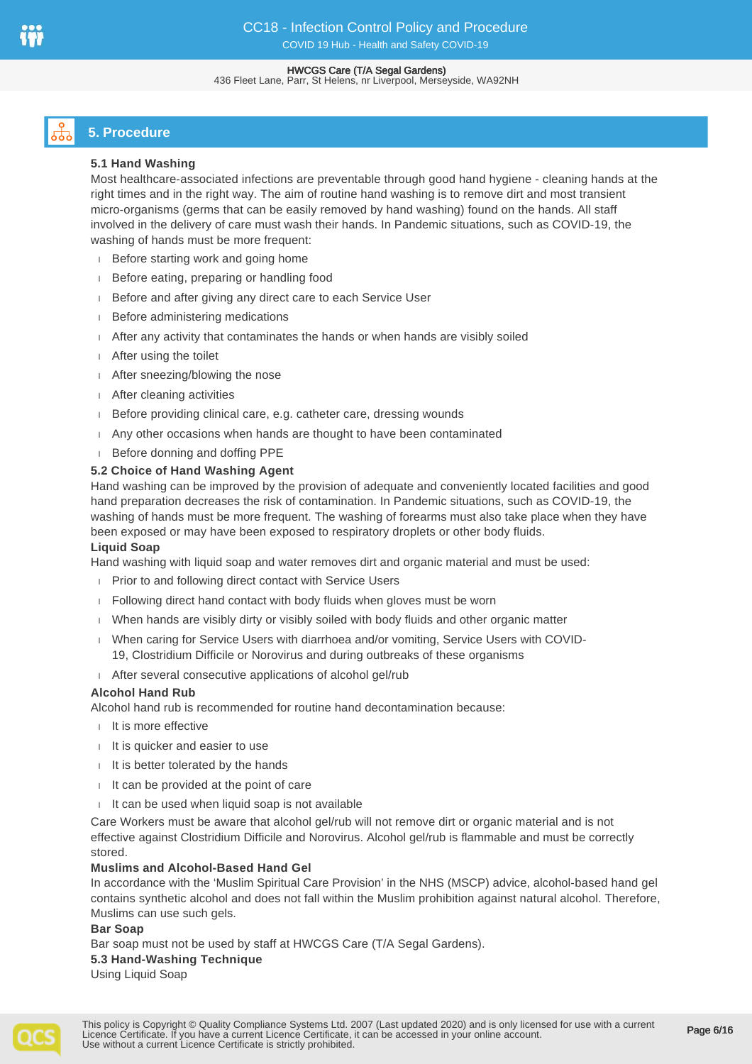## 5. Procedure

### 5.1 Hand Washing

Most healthcare-associated infections are preventable through good hand hygiene - cleaning hands at the right times and in the right way. The aim of routine hand washing is to remove dirt and most transient micro-organisms (germs that can be easily removed by hand washing) found on the hands. All staff involved in the delivery of care must wash their hands. In Pandemic situations, such as COVID-19, the washing of hands must be more frequent:

- Before starting work and going home
- Before eating, preparing or handling food
- Before and after giving any direct care to each Service User
- Before administering medications
- After any activity that contaminates the hands or when hands are visibly soiled
- After using the toilet
- After sneezing/blowing the nose
- After cleaning activities
- Before providing clinical care, e.g. catheter care, dressing wounds
- Any other occasions when hands are thought to have been contaminated
- Before donning and doffing PPE

### 5.2 Choice of Hand Washing Agent

Hand washing can be improved by the provision of adequate and conveniently located facilities and good hand preparation decreases the risk of contamination. In Pandemic situations, such as COVID-19, the washing of hands must be more frequent. The washing of forearms must also take place when they have been exposed or may have been exposed to respiratory droplets or other body fluids.

**Liquid Soap**

Hand washing with liquid soap and water removes dirt and organic material and must be used:

- Prior to and following direct contact with Service Users
- Following direct hand contact with body fluids when gloves must be worn
- When hands are visibly dirty or visibly soiled with body fluids and other organic matter
- When caring for Service Users with diarrhoea and/or vomiting, Service Users with COVID-19, Clostridium Difficile or Norovirus and during outbreaks of these organisms
- After several consecutive applications of alcohol gel/rub

**Alcohol Hand Rub**

Alcohol hand rub is recommended for routine hand decontamination because:

- It is more effective
- It is quicker and easier to use
- It is better tolerated by the hands
- It can be provided at the point of care
- It can be used when liquid soap is not available

Care Workers must be aware that alcohol gel/rub will not remove dirt or organic material and is not effective against Clostridium Difficile and Norovirus. Alcohol gel/rub is flammable and must be correctly stored.

**Muslims and Alcohol-Based Hand Gel**

In accordance with the 'Muslim Spiritual Care Provision' in the NHS (MSCP) advice, alcohol-based hand gel contains synthetic alcohol and does not fall within the Muslim prohibition against natural alcohol. Therefore, Muslims can use such gels.

**Bar Soap**

Bar soap must not be used by staff at HWCGS Care (T/A Segal Gardens).

### 5.3 Hand-Washing Technique

Using Liquid Soap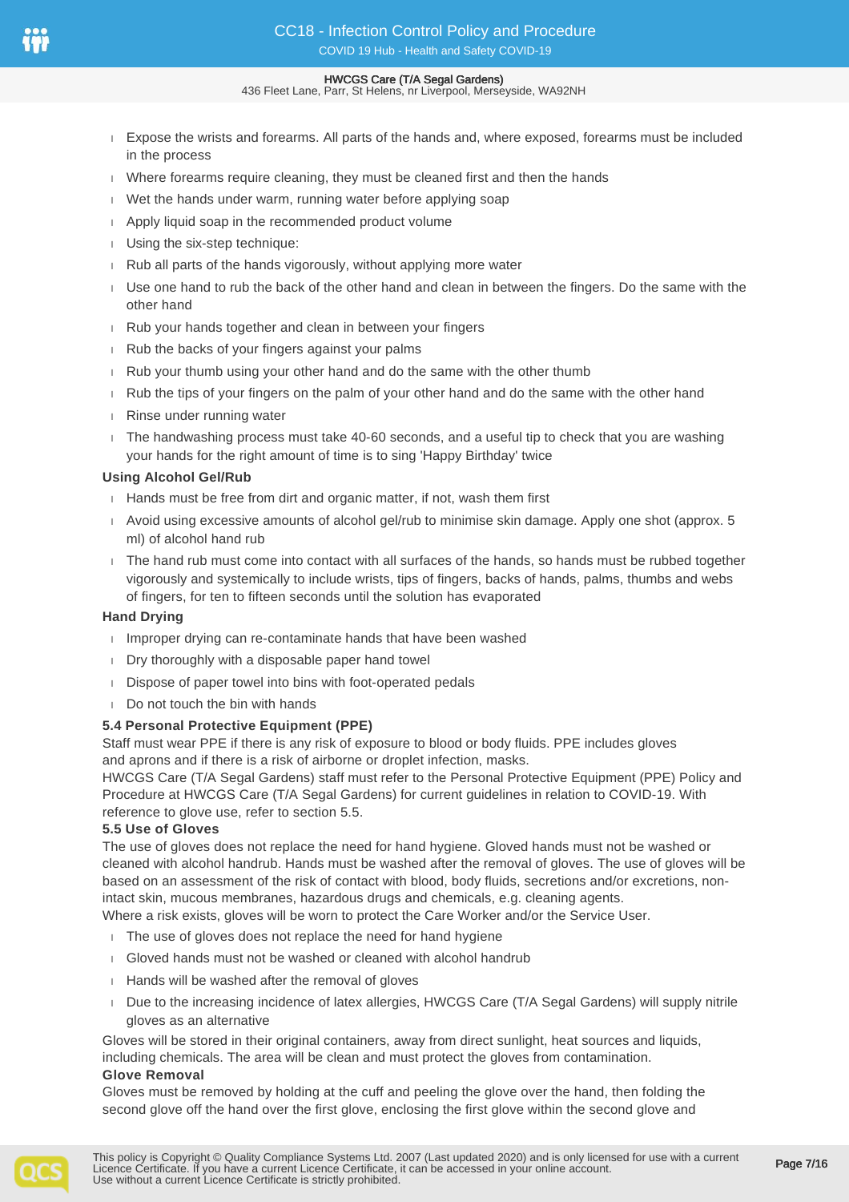- Expose the wrists and forearms. All parts of the hands and, where exposed, forearms must be included in the process
- Where forearms require cleaning, they must be cleaned first and then the hands
- Wet the hands under warm, running water before applying soap
- Apply liquid soap in the recommended product volume
- Using the six-step technique:
- Rub all parts of the hands vigorously, without applying more water
- Use one hand to rub the back of the other hand and clean in between the fingers. Do the same with the other hand
- Rub your hands together and clean in between your fingers
- Rub the backs of your fingers against your palms
- Rub your thumb using your other hand and do the same with the other thumb
- Rub the tips of your fingers on the palm of your other hand and do the same with the other hand
- Rinse under running water
- The handwashing process must take 40-60 seconds, and a useful tip to check that you are washing your hands for the right amount of time is to sing 'Happy Birthday' twice

**Using Alcohol Gel/Rub**

- Hands must be free from dirt and organic matter, if not, wash them first
- Avoid using excessive amounts of alcohol gel/rub to minimise skin damage. Apply one shot (approx. 5 ml) of alcohol hand rub
- The hand rub must come into contact with all surfaces of the hands, so hands must be rubbed together vigorously and systemically to include wrists, tips of fingers, backs of hands, palms, thumbs and webs of fingers, for ten to fifteen seconds until the solution has evaporated

**Hand Drying**

- Improper drying can re-contaminate hands that have been washed
- Dry thoroughly with a disposable paper hand towel
- Dispose of paper towel into bins with foot-operated pedals
- Do not touch the bin with hands

### 5.4 Personal Protective Equipment (PPE)

Staff must wear PPE if there is any risk of exposure to blood or body fluids. PPE includes gloves and aprons and if there is a risk of airborne or droplet infection, masks.

HWCGS Care (T/A Segal Gardens) staff must refer to the Personal Protective Equipment (PPE) Policy and Procedure at HWCGS Care (T/A Segal Gardens) for current guidelines in relation to COVID-19. With reference to glove use, refer to section 5.5.

### 5.5 Use of Gloves

The use of gloves does not replace the need for hand hygiene. Gloved hands must not be washed or cleaned with alcohol handrub. Hands must be washed after the removal of gloves. The use of gloves will be based on an assessment of the risk of contact with blood, body fluids, secretions and/or excretions, non-intact skin, mucous membranes, hazardous drugs and chemicals, e.g. cleaning agents.

Where a risk exists, gloves will be worn to protect the Care Worker and/or the Service User.

- The use of gloves does not replace the need for hand hygiene
- Gloved hands must not be washed or cleaned with alcohol handrub
- Hands will be washed after the removal of gloves
- Due to the increasing incidence of latex allergies, HWCGS Care (T/A Segal Gardens) will supply nitrile gloves as an alternative

Gloves will be stored in their original containers, away from direct sunlight, heat sources and liquids, including chemicals. The area will be clean and must protect the gloves from contamination.

**Glove Removal**

Gloves must be removed by holding at the cuff and peeling the glove over the hand, then folding the second glove off the hand over the first glove, enclosing the first glove within the second glove and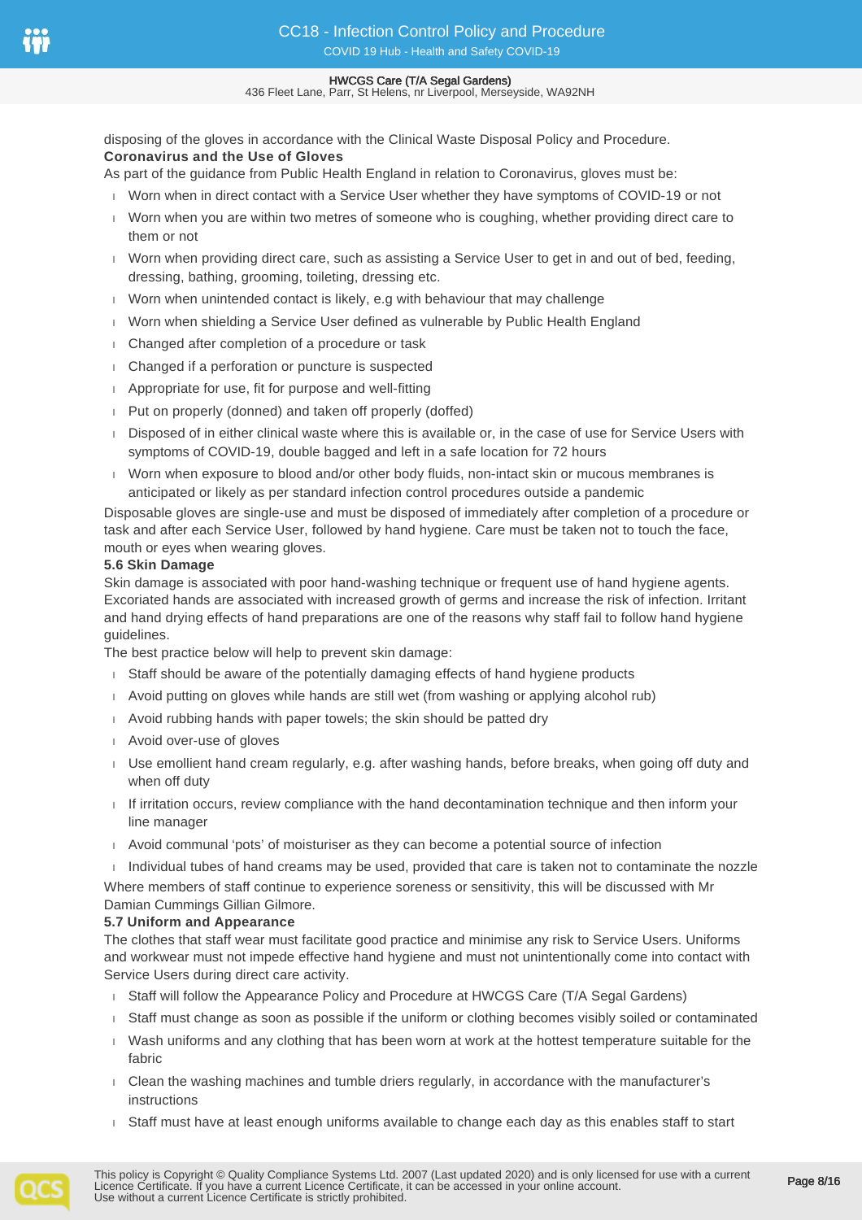disposing of the gloves in accordance with the Clinical Waste Disposal Policy and Procedure.

**Coronavirus and the Use of Gloves**

As part of the guidance from Public Health England in relation to Coronavirus, gloves must be:

- Worn when in direct contact with a Service User whether they have symptoms of COVID-19 or not
- Worn when you are within two metres of someone who is coughing, whether providing direct care to them or not
- Worn when providing direct care, such as assisting a Service User to get in and out of bed, feeding, dressing, bathing, grooming, toileting, dressing etc.
- Worn when unintended contact is likely, e.g with behaviour that may challenge
- Worn when shielding a Service User defined as vulnerable by Public Health England
- Changed after completion of a procedure or task
- Changed if a perforation or puncture is suspected
- Appropriate for use, fit for purpose and well-fitting
- Put on properly (donned) and taken off properly (doffed)
- Disposed of in either clinical waste where this is available or, in the case of use for Service Users with symptoms of COVID-19, double bagged and left in a safe location for 72 hours
- Worn when exposure to blood and/or other body fluids, non-intact skin or mucous membranes is anticipated or likely as per standard infection control procedures outside a pandemic

Disposable gloves are single-use and must be disposed of immediately after completion of a procedure or task and after each Service User, followed by hand hygiene. Care must be taken not to touch the face, mouth or eyes when wearing gloves.

**5.6 Skin Damage**

Skin damage is associated with poor hand-washing technique or frequent use of hand hygiene agents. Excoriated hands are associated with increased growth of germs and increase the risk of infection. Irritant and hand drying effects of hand preparations are one of the reasons why staff fail to follow hand hygiene guidelines.

The best practice below will help to prevent skin damage:

- Staff should be aware of the potentially damaging effects of hand hygiene products
- Avoid putting on gloves while hands are still wet (from washing or applying alcohol rub)
- Avoid rubbing hands with paper towels; the skin should be patted dry
- Avoid over-use of gloves
- Use emollient hand cream regularly, e.g. after washing hands, before breaks, when going off duty and when off duty
- If irritation occurs, review compliance with the hand decontamination technique and then inform your line manager
- Avoid communal 'pots' of moisturiser as they can become a potential source of infection
- Individual tubes of hand creams may be used, provided that care is taken not to contaminate the nozzle

Where members of staff continue to experience soreness or sensitivity, this will be discussed with Mr Damian Cummings Gillian Gilmore.

**5.7 Uniform and Appearance**

The clothes that staff wear must facilitate good practice and minimise any risk to Service Users. Uniforms and workwear must not impede effective hand hygiene and must not unintentionally come into contact with Service Users during direct care activity.

- Staff will follow the Appearance Policy and Procedure at HWCGS Care (T/A Segal Gardens)
- Staff must change as soon as possible if the uniform or clothing becomes visibly soiled or contaminated
- Wash uniforms and any clothing that has been worn at work at the hottest temperature suitable for the fabric
- Clean the washing machines and tumble driers regularly, in accordance with the manufacturer's instructions
- Staff must have at least enough uniforms available to change each day as this enables staff to start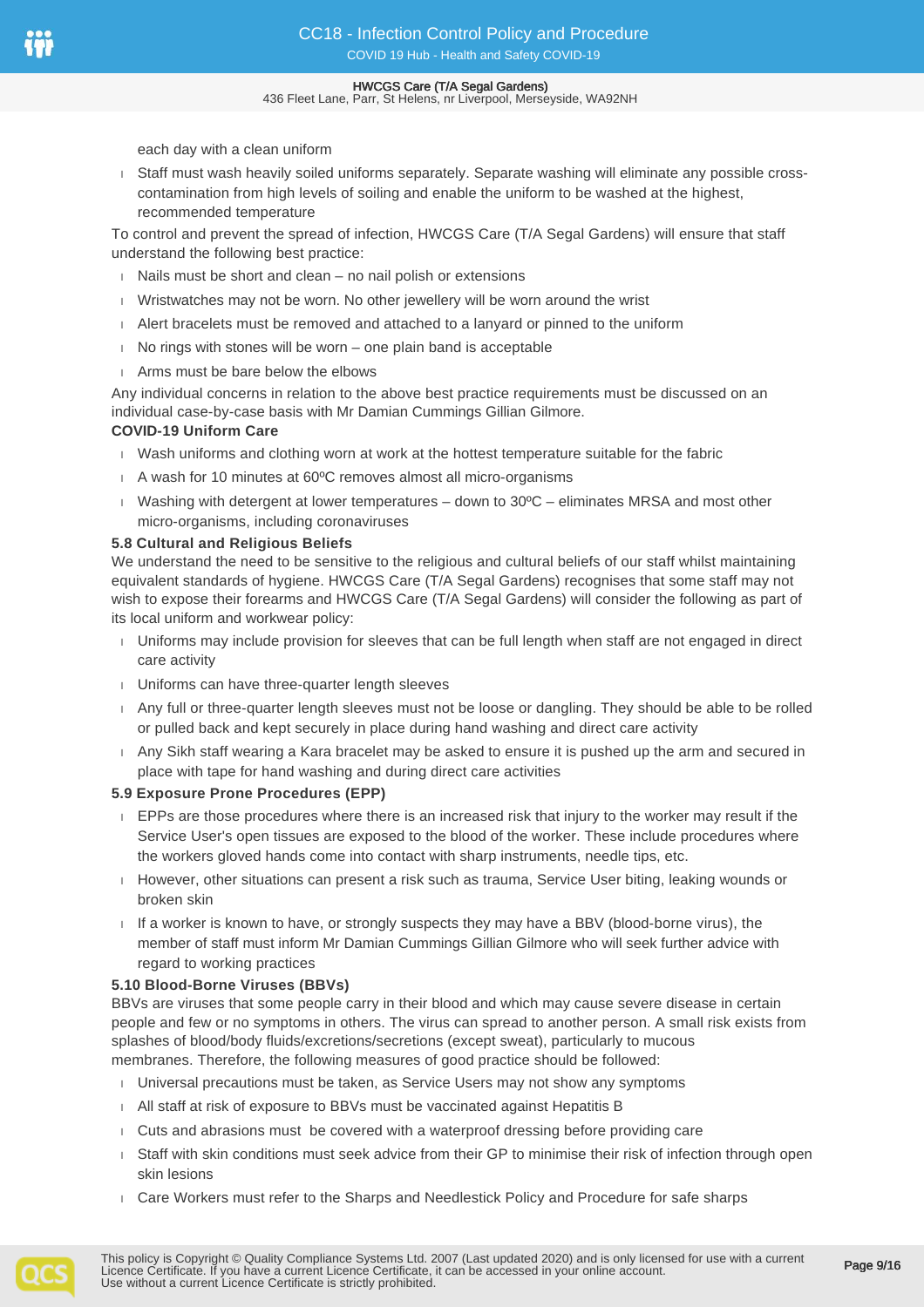each day with a clean uniform

- Staff must wash heavily soiled uniforms separately. Separate washing will eliminate any possible cross-contamination from high levels of soiling and enable the uniform to be washed at the highest, recommended temperature

To control and prevent the spread of infection, HWCGS Care (T/A Segal Gardens) will ensure that staff understand the following best practice:

- Nails must be short and clean – no nail polish or extensions
- Wristwatches may not be worn. No other jewellery will be worn around the wrist
- Alert bracelets must be removed and attached to a lanyard or pinned to the uniform
- No rings with stones will be worn – one plain band is acceptable
- Arms must be bare below the elbows

Any individual concerns in relation to the above best practice requirements must be discussed on an individual case-by-case basis with Mr Damian Cummings Gillian Gilmore.

**COVID-19 Uniform Care**

- Wash uniforms and clothing worn at work at the hottest temperature suitable for the fabric
- A wash for 10 minutes at 60ºC removes almost all micro-organisms
- Washing with detergent at lower temperatures – down to 30ºC – eliminates MRSA and most other micro-organisms, including coronaviruses

**5.8 Cultural and Religious Beliefs**

We understand the need to be sensitive to the religious and cultural beliefs of our staff whilst maintaining equivalent standards of hygiene. HWCGS Care (T/A Segal Gardens) recognises that some staff may not wish to expose their forearms and HWCGS Care (T/A Segal Gardens) will consider the following as part of its local uniform and workwear policy:

- Uniforms may include provision for sleeves that can be full length when staff are not engaged in direct care activity
- Uniforms can have three-quarter length sleeves
- Any full or three-quarter length sleeves must not be loose or dangling. They should be able to be rolled or pulled back and kept securely in place during hand washing and direct care activity
- Any Sikh staff wearing a Kara bracelet may be asked to ensure it is pushed up the arm and secured in place with tape for hand washing and during direct care activities

**5.9 Exposure Prone Procedures (EPP)**

- EPPs are those procedures where there is an increased risk that injury to the worker may result if the Service User's open tissues are exposed to the blood of the worker. These include procedures where the workers gloved hands come into contact with sharp instruments, needle tips, etc.
- However, other situations can present a risk such as trauma, Service User biting, leaking wounds or broken skin
- If a worker is known to have, or strongly suspects they may have a BBV (blood-borne virus), the member of staff must inform Mr Damian Cummings Gillian Gilmore who will seek further advice with regard to working practices

**5.10 Blood-Borne Viruses (BBVs)**

BBVs are viruses that some people carry in their blood and which may cause severe disease in certain people and few or no symptoms in others. The virus can spread to another person. A small risk exists from splashes of blood/body fluids/excretions/secretions (except sweat), particularly to mucous membranes. Therefore, the following measures of good practice should be followed:

- Universal precautions must be taken, as Service Users may not show any symptoms
- All staff at risk of exposure to BBVs must be vaccinated against Hepatitis B
- Cuts and abrasions must be covered with a waterproof dressing before providing care
- Staff with skin conditions must seek advice from their GP to minimise their risk of infection through open skin lesions
- Care Workers must refer to the Sharps and Needlestick Policy and Procedure for safe sharps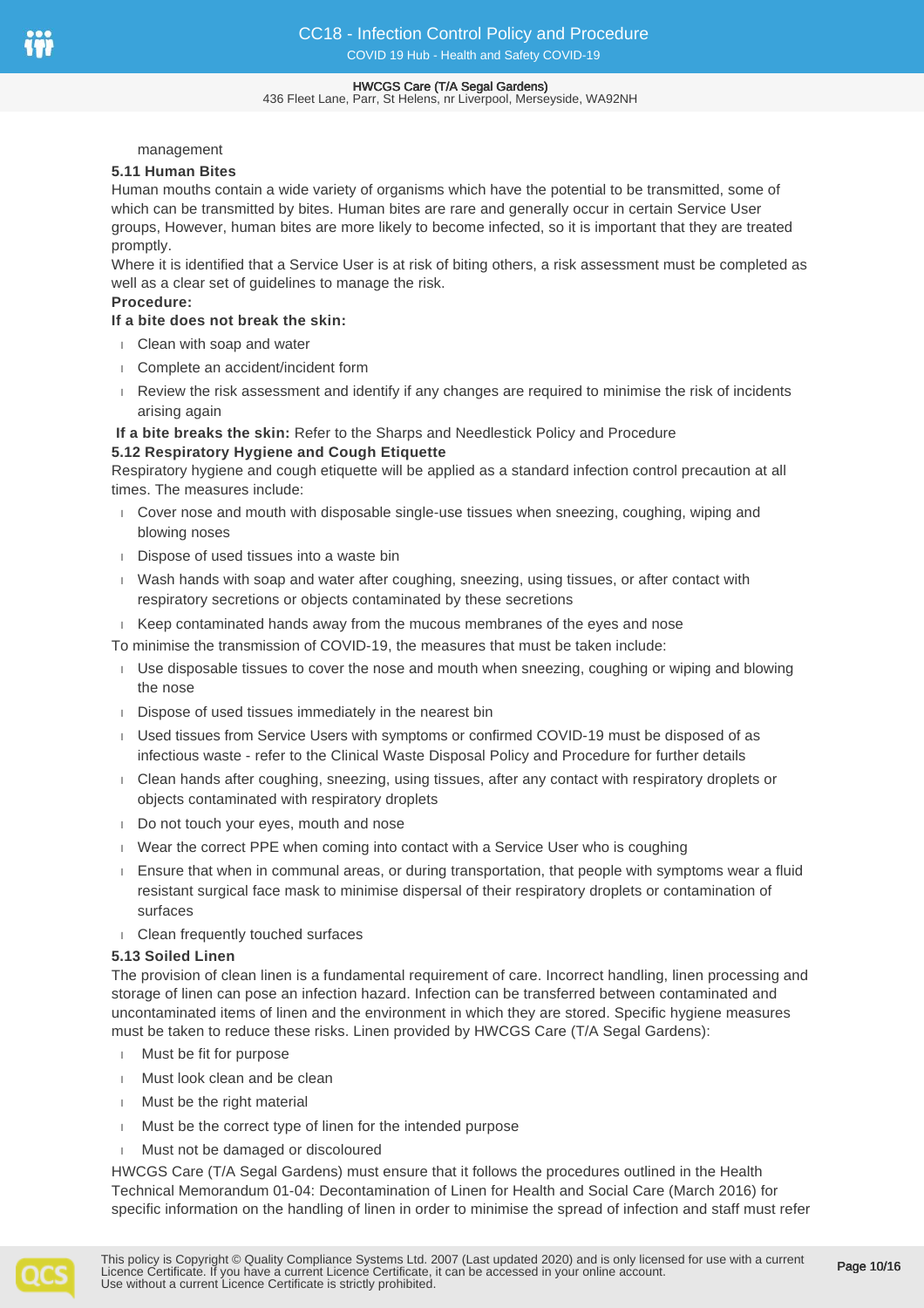management

### 5.11 Human Bites

Human mouths contain a wide variety of organisms which have the potential to be transmitted, some of which can be transmitted by bites. Human bites are rare and generally occur in certain Service User groups, However, human bites are more likely to become infected, so it is important that they are treated promptly.

Where it is identified that a Service User is at risk of biting others, a risk assessment must be completed as well as a clear set of guidelines to manage the risk.

**Procedure:**

**If a bite does not break the skin:**

- Clean with soap and water
- Complete an accident/incident form
- Review the risk assessment and identify if any changes are required to minimise the risk of incidents arising again

**If a bite breaks the skin:** Refer to the Sharps and Needlestick Policy and Procedure

### 5.12 Respiratory Hygiene and Cough Etiquette

Respiratory hygiene and cough etiquette will be applied as a standard infection control precaution at all times. The measures include:

- Cover nose and mouth with disposable single-use tissues when sneezing, coughing, wiping and blowing noses
- Dispose of used tissues into a waste bin
- Wash hands with soap and water after coughing, sneezing, using tissues, or after contact with respiratory secretions or objects contaminated by these secretions
- Keep contaminated hands away from the mucous membranes of the eyes and nose

To minimise the transmission of COVID-19, the measures that must be taken include:

- Use disposable tissues to cover the nose and mouth when sneezing, coughing or wiping and blowing the nose
- Dispose of used tissues immediately in the nearest bin
- Used tissues from Service Users with symptoms or confirmed COVID-19 must be disposed of as infectious waste - refer to the Clinical Waste Disposal Policy and Procedure for further details
- Clean hands after coughing, sneezing, using tissues, after any contact with respiratory droplets or objects contaminated with respiratory droplets
- Do not touch your eyes, mouth and nose
- Wear the correct PPE when coming into contact with a Service User who is coughing
- Ensure that when in communal areas, or during transportation, that people with symptoms wear a fluid resistant surgical face mask to minimise dispersal of their respiratory droplets or contamination of surfaces
- Clean frequently touched surfaces

### 5.13 Soiled Linen

The provision of clean linen is a fundamental requirement of care. Incorrect handling, linen processing and storage of linen can pose an infection hazard. Infection can be transferred between contaminated and uncontaminated items of linen and the environment in which they are stored. Specific hygiene measures must be taken to reduce these risks. Linen provided by HWCGS Care (T/A Segal Gardens):

- Must be fit for purpose
- Must look clean and be clean
- Must be the right material
- Must be the correct type of linen for the intended purpose
- Must not be damaged or discoloured

HWCGS Care (T/A Segal Gardens) must ensure that it follows the procedures outlined in the Health Technical Memorandum 01-04: Decontamination of Linen for Health and Social Care (March 2016) for specific information on the handling of linen in order to minimise the spread of infection and staff must refer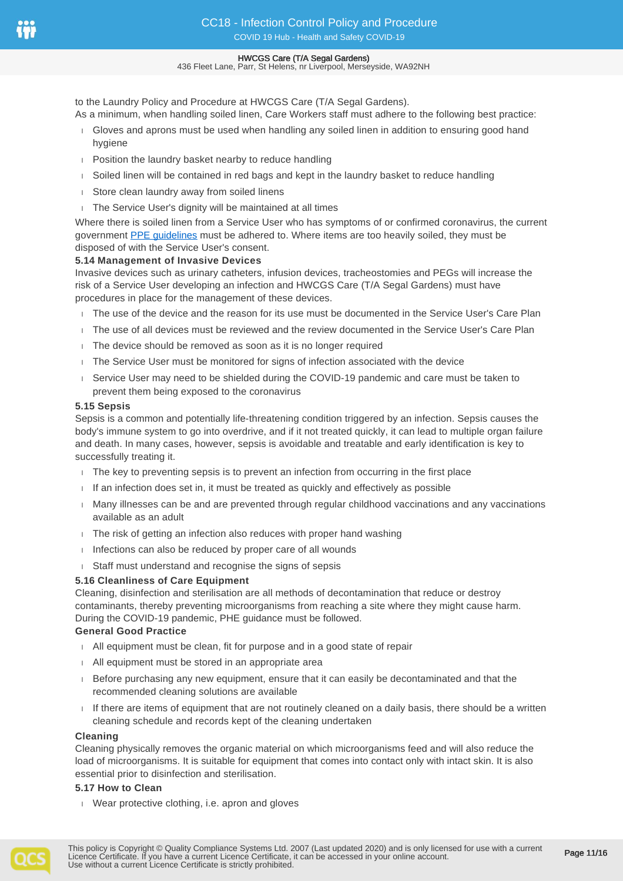to the Laundry Policy and Procedure at HWCGS Care (T/A Segal Gardens).

As a minimum, when handling soiled linen, Care Workers staff must adhere to the following best practice:

- Gloves and aprons must be used when handling any soiled linen in addition to ensuring good hand hygiene
- Position the laundry basket nearby to reduce handling
- Soiled linen will be contained in red bags and kept in the laundry basket to reduce handling
- Store clean laundry away from soiled linens
- The Service User's dignity will be maintained at all times

Where there is soiled linen from a Service User who has symptoms of or confirmed coronavirus, the current government [PPE guidelines] must be adhered to. Where items are too heavily soiled, they must be disposed of with the Service User's consent.

### 5.14 Management of Invasive Devices

Invasive devices such as urinary catheters, infusion devices, tracheostomies and PEGs will increase the risk of a Service User developing an infection and HWCGS Care (T/A Segal Gardens) must have procedures in place for the management of these devices.

- The use of the device and the reason for its use must be documented in the Service User's Care Plan
- The use of all devices must be reviewed and the review documented in the Service User's Care Plan
- The device should be removed as soon as it is no longer required
- The Service User must be monitored for signs of infection associated with the device
- Service User may need to be shielded during the COVID-19 pandemic and care must be taken to prevent them being exposed to the coronavirus

### 5.15 Sepsis

Sepsis is a common and potentially life-threatening condition triggered by an infection. Sepsis causes the body's immune system to go into overdrive, and if it not treated quickly, it can lead to multiple organ failure and death. In many cases, however, sepsis is avoidable and treatable and early identification is key to successfully treating it.

- The key to preventing sepsis is to prevent an infection from occurring in the first place
- If an infection does set in, it must be treated as quickly and effectively as possible
- Many illnesses can be and are prevented through regular childhood vaccinations and any vaccinations available as an adult
- The risk of getting an infection also reduces with proper hand washing
- Infections can also be reduced by proper care of all wounds
- Staff must understand and recognise the signs of sepsis

### 5.16 Cleanliness of Care Equipment

Cleaning, disinfection and sterilisation are all methods of decontamination that reduce or destroy contaminants, thereby preventing microorganisms from reaching a site where they might cause harm. During the COVID-19 pandemic, PHE guidance must be followed.

**General Good Practice**

- All equipment must be clean, fit for purpose and in a good state of repair
- All equipment must be stored in an appropriate area
- Before purchasing any new equipment, ensure that it can easily be decontaminated and that the recommended cleaning solutions are available
- If there are items of equipment that are not routinely cleaned on a daily basis, there should be a written cleaning schedule and records kept of the cleaning undertaken

**Cleaning**

Cleaning physically removes the organic material on which microorganisms feed and will also reduce the load of microorganisms. It is suitable for equipment that comes into contact only with intact skin. It is also essential prior to disinfection and sterilisation.

### 5.17 How to Clean

- Wear protective clothing, i.e. apron and gloves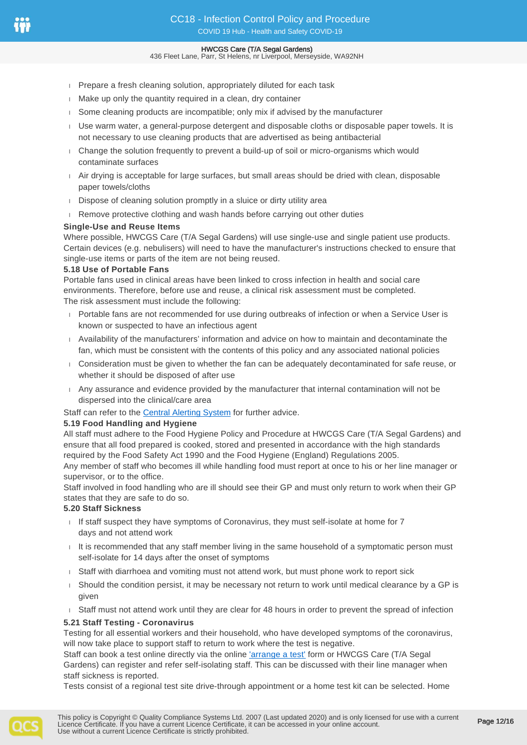- Prepare a fresh cleaning solution, appropriately diluted for each task
- Make up only the quantity required in a clean, dry container
- Some cleaning products are incompatible; only mix if advised by the manufacturer
- Use warm water, a general-purpose detergent and disposable cloths or disposable paper towels. It is not necessary to use cleaning products that are advertised as being antibacterial
- Change the solution frequently to prevent a build-up of soil or micro-organisms which would contaminate surfaces
- Air drying is acceptable for large surfaces, but small areas should be dried with clean, disposable paper towels/cloths
- Dispose of cleaning solution promptly in a sluice or dirty utility area
- Remove protective clothing and wash hands before carrying out other duties

**Single-Use and Reuse Items**

Where possible, HWCGS Care (T/A Segal Gardens) will use single-use and single patient use products. Certain devices (e.g. nebulisers) will need to have the manufacturer's instructions checked to ensure that single-use items or parts of the item are not being reused.

**5.18 Use of Portable Fans**

Portable fans used in clinical areas have been linked to cross infection in health and social care environments. Therefore, before use and reuse, a clinical risk assessment must be completed.
The risk assessment must include the following:

- Portable fans are not recommended for use during outbreaks of infection or when a Service User is known or suspected to have an infectious agent
- Availability of the manufacturers' information and advice on how to maintain and decontaminate the fan, which must be consistent with the contents of this policy and any associated national policies
- Consideration must be given to whether the fan can be adequately decontaminated for safe reuse, or whether it should be disposed of after use
- Any assurance and evidence provided by the manufacturer that internal contamination will not be dispersed into the clinical/care area

Staff can refer to the Central Alerting System for further advice.

**5.19 Food Handling and Hygiene**

All staff must adhere to the Food Hygiene Policy and Procedure at HWCGS Care (T/A Segal Gardens) and ensure that all food prepared is cooked, stored and presented in accordance with the high standards required by the Food Safety Act 1990 and the Food Hygiene (England) Regulations 2005.
Any member of staff who becomes ill while handling food must report at once to his or her line manager or supervisor, or to the office.
Staff involved in food handling who are ill should see their GP and must only return to work when their GP states that they are safe to do so.

**5.20 Staff Sickness**

- If staff suspect they have symptoms of Coronavirus, they must self-isolate at home for 7 days and not attend work
- It is recommended that any staff member living in the same household of a symptomatic person must self-isolate for 14 days after the onset of symptoms
- Staff with diarrhoea and vomiting must not attend work, but must phone work to report sick
- Should the condition persist, it may be necessary not return to work until medical clearance by a GP is given
- Staff must not attend work until they are clear for 48 hours in order to prevent the spread of infection

**5.21 Staff Testing - Coronavirus**

Testing for all essential workers and their household, who have developed symptoms of the coronavirus, will now take place to support staff to return to work where the test is negative.
Staff can book a test online directly via the online 'arrange a test' form or HWCGS Care (T/A Segal Gardens) can register and refer self-isolating staff. This can be discussed with their line manager when staff sickness is reported.
Tests consist of a regional test site drive-through appointment or a home test kit can be selected. Home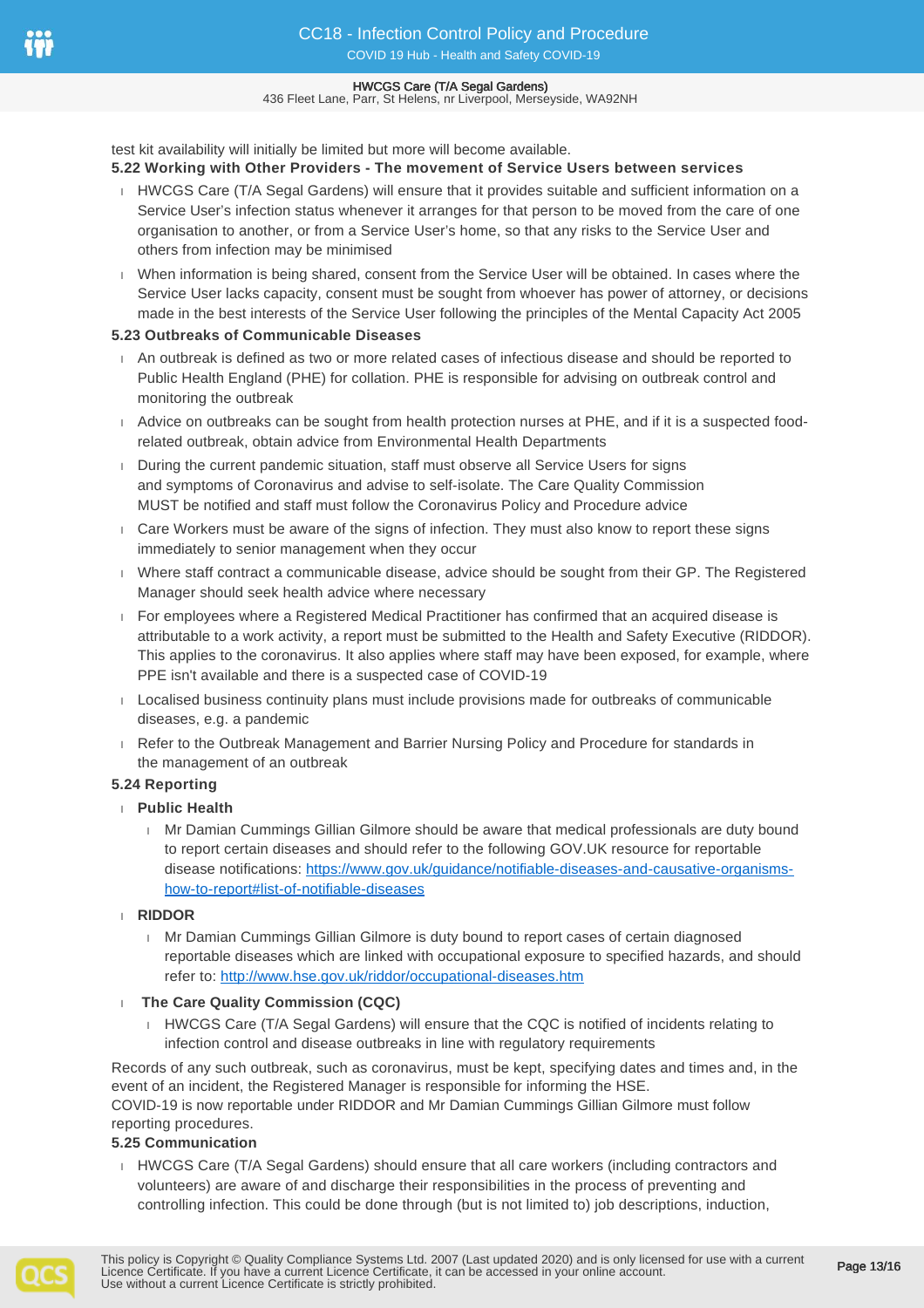test kit availability will initially be limited but more will become available.

**5.22 Working with Other Providers - The movement of Service Users between services**

- HWCGS Care (T/A Segal Gardens) will ensure that it provides suitable and sufficient information on a Service User's infection status whenever it arranges for that person to be moved from the care of one organisation to another, or from a Service User's home, so that any risks to the Service User and others from infection may be minimised
- When information is being shared, consent from the Service User will be obtained. In cases where the Service User lacks capacity, consent must be sought from whoever has power of attorney, or decisions made in the best interests of the Service User following the principles of the Mental Capacity Act 2005

**5.23 Outbreaks of Communicable Diseases**

- An outbreak is defined as two or more related cases of infectious disease and should be reported to Public Health England (PHE) for collation. PHE is responsible for advising on outbreak control and monitoring the outbreak
- Advice on outbreaks can be sought from health protection nurses at PHE, and if it is a suspected food-related outbreak, obtain advice from Environmental Health Departments
- During the current pandemic situation, staff must observe all Service Users for signs and symptoms of Coronavirus and advise to self-isolate. The Care Quality Commission MUST be notified and staff must follow the Coronavirus Policy and Procedure advice
- Care Workers must be aware of the signs of infection. They must also know to report these signs immediately to senior management when they occur
- Where staff contract a communicable disease, advice should be sought from their GP. The Registered Manager should seek health advice where necessary
- For employees where a Registered Medical Practitioner has confirmed that an acquired disease is attributable to a work activity, a report must be submitted to the Health and Safety Executive (RIDDOR). This applies to the coronavirus. It also applies where staff may have been exposed, for example, where PPE isn't available and there is a suspected case of COVID-19
- Localised business continuity plans must include provisions made for outbreaks of communicable diseases, e.g. a pandemic
- Refer to the Outbreak Management and Barrier Nursing Policy and Procedure for standards in the management of an outbreak

**5.24 Reporting**

- **Public Health**
  - Mr Damian Cummings Gillian Gilmore should be aware that medical professionals are duty bound to report certain diseases and should refer to the following GOV.UK resource for reportable disease notifications: [https://www.gov.uk/guidance/notifiable-diseases-and-causative-organisms-how-to-report#list-of-notifiable-diseases](https://www.gov.uk/guidance/notifiable-diseases-and-causative-organisms-how-to-report#list-of-notifiable-diseases)
- **RIDDOR**
  - Mr Damian Cummings Gillian Gilmore is duty bound to report cases of certain diagnosed reportable diseases which are linked with occupational exposure to specified hazards, and should refer to: [http://www.hse.gov.uk/riddor/occupational-diseases.htm](http://www.hse.gov.uk/riddor/occupational-diseases.htm)
- **The Care Quality Commission (CQC)**
  - HWCGS Care (T/A Segal Gardens) will ensure that the CQC is notified of incidents relating to infection control and disease outbreaks in line with regulatory requirements

Records of any such outbreak, such as coronavirus, must be kept, specifying dates and times and, in the event of an incident, the Registered Manager is responsible for informing the HSE.
COVID-19 is now reportable under RIDDOR and Mr Damian Cummings Gillian Gilmore must follow reporting procedures.

**5.25 Communication**

- HWCGS Care (T/A Segal Gardens) should ensure that all care workers (including contractors and volunteers) are aware of and discharge their responsibilities in the process of preventing and controlling infection. This could be done through (but is not limited to) job descriptions, induction,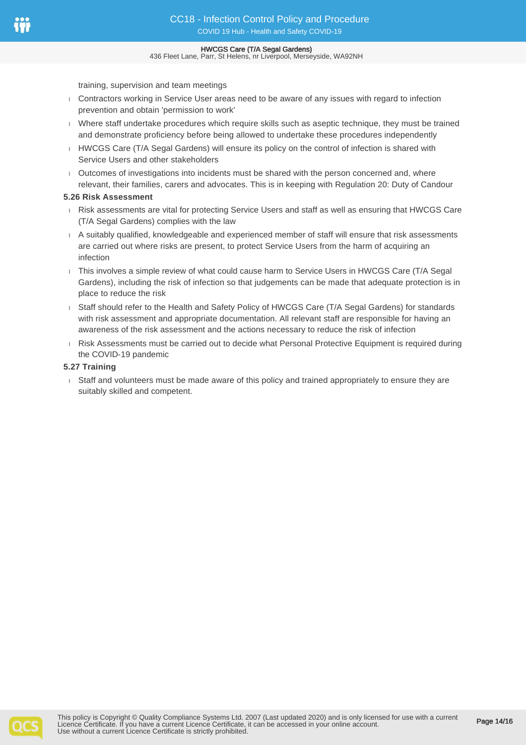training, supervision and team meetings

- Contractors working in Service User areas need to be aware of any issues with regard to infection prevention and obtain 'permission to work'
- Where staff undertake procedures which require skills such as aseptic technique, they must be trained and demonstrate proficiency before being allowed to undertake these procedures independently
- HWCGS Care (T/A Segal Gardens) will ensure its policy on the control of infection is shared with Service Users and other stakeholders
- Outcomes of investigations into incidents must be shared with the person concerned and, where relevant, their families, carers and advocates. This is in keeping with Regulation 20: Duty of Candour

### 5.26 Risk Assessment

- Risk assessments are vital for protecting Service Users and staff as well as ensuring that HWCGS Care (T/A Segal Gardens) complies with the law
- A suitably qualified, knowledgeable and experienced member of staff will ensure that risk assessments are carried out where risks are present, to protect Service Users from the harm of acquiring an infection
- This involves a simple review of what could cause harm to Service Users in HWCGS Care (T/A Segal Gardens), including the risk of infection so that judgements can be made that adequate protection is in place to reduce the risk
- Staff should refer to the Health and Safety Policy of HWCGS Care (T/A Segal Gardens) for standards with risk assessment and appropriate documentation. All relevant staff are responsible for having an awareness of the risk assessment and the actions necessary to reduce the risk of infection
- Risk Assessments must be carried out to decide what Personal Protective Equipment is required during the COVID-19 pandemic

### 5.27 Training

- Staff and volunteers must be made aware of this policy and trained appropriately to ensure they are suitably skilled and competent.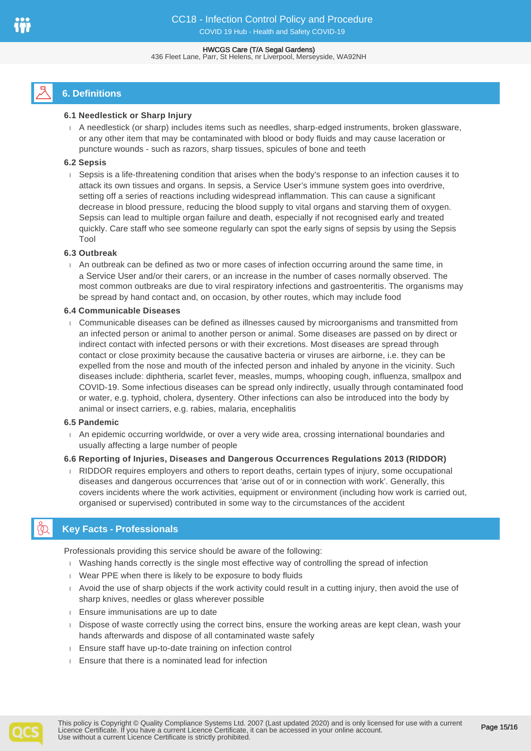## 6. Definitions

### 6.1 Needlestick or Sharp Injury

- A needlestick (or sharp) includes items such as needles, sharp-edged instruments, broken glassware, or any other item that may be contaminated with blood or body fluids and may cause laceration or puncture wounds - such as razors, sharp tissues, spicules of bone and teeth

### 6.2 Sepsis

- Sepsis is a life-threatening condition that arises when the body's response to an infection causes it to attack its own tissues and organs. In sepsis, a Service User's immune system goes into overdrive, setting off a series of reactions including widespread inflammation. This can cause a significant decrease in blood pressure, reducing the blood supply to vital organs and starving them of oxygen. Sepsis can lead to multiple organ failure and death, especially if not recognised early and treated quickly. Care staff who see someone regularly can spot the early signs of sepsis by using the Sepsis Tool

### 6.3 Outbreak

- An outbreak can be defined as two or more cases of infection occurring around the same time, in a Service User and/or their carers, or an increase in the number of cases normally observed. The most common outbreaks are due to viral respiratory infections and gastroenteritis. The organisms may be spread by hand contact and, on occasion, by other routes, which may include food

### 6.4 Communicable Diseases

- Communicable diseases can be defined as illnesses caused by microorganisms and transmitted from an infected person or animal to another person or animal. Some diseases are passed on by direct or indirect contact with infected persons or with their excretions. Most diseases are spread through contact or close proximity because the causative bacteria or viruses are airborne, i.e. they can be expelled from the nose and mouth of the infected person and inhaled by anyone in the vicinity. Such diseases include: diphtheria, scarlet fever, measles, mumps, whooping cough, influenza, smallpox and COVID-19. Some infectious diseases can be spread only indirectly, usually through contaminated food or water, e.g. typhoid, cholera, dysentery. Other infections can also be introduced into the body by animal or insect carriers, e.g. rabies, malaria, encephalitis

### 6.5 Pandemic

- An epidemic occurring worldwide, or over a very wide area, crossing international boundaries and usually affecting a large number of people

### 6.6 Reporting of Injuries, Diseases and Dangerous Occurrences Regulations 2013 (RIDDOR)

- RIDDOR requires employers and others to report deaths, certain types of injury, some occupational diseases and dangerous occurrences that 'arise out of or in connection with work'. Generally, this covers incidents where the work activities, equipment or environment (including how work is carried out, organised or supervised) contributed in some way to the circumstances of the accident

## Key Facts - Professionals

Professionals providing this service should be aware of the following:

- Washing hands correctly is the single most effective way of controlling the spread of infection
- Wear PPE when there is likely to be exposure to body fluids
- Avoid the use of sharp objects if the work activity could result in a cutting injury, then avoid the use of sharp knives, needles or glass wherever possible
- Ensure immunisations are up to date
- Dispose of waste correctly using the correct bins, ensure the working areas are kept clean, wash your hands afterwards and dispose of all contaminated waste safely
- Ensure staff have up-to-date training on infection control
- Ensure that there is a nominated lead for infection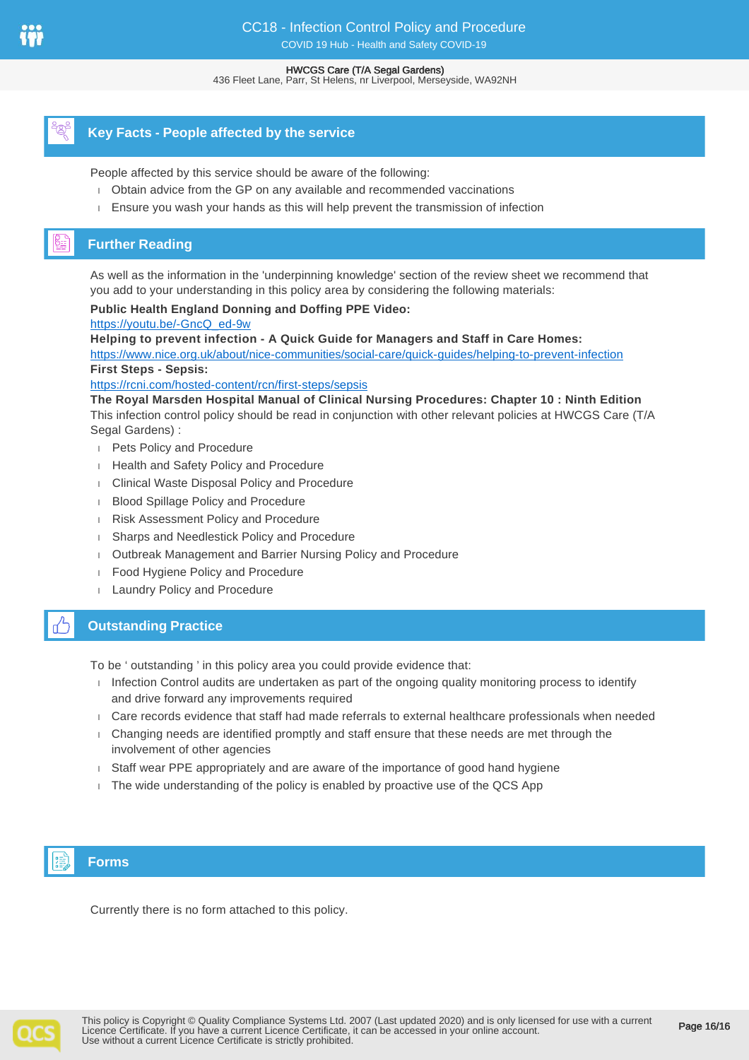## Key Facts - People affected by the service

People affected by this service should be aware of the following:

- Obtain advice from the GP on any available and recommended vaccinations
- Ensure you wash your hands as this will help prevent the transmission of infection

## Further Reading

As well as the information in the 'underpinning knowledge' section of the review sheet we recommend that you add to your understanding in this policy area by considering the following materials:

**Public Health England Donning and Doffing PPE Video:**
https://youtu.be/-GncQ_ed-9w

**Helping to prevent infection - A Quick Guide for Managers and Staff in Care Homes:**
https://www.nice.org.uk/about/nice-communities/social-care/quick-guides/helping-to-prevent-infection

**First Steps - Sepsis:**
https://rcni.com/hosted-content/rcn/first-steps/sepsis

**The Royal Marsden Hospital Manual of Clinical Nursing Procedures: Chapter 10 : Ninth Edition**

This infection control policy should be read in conjunction with other relevant policies at HWCGS Care (T/A Segal Gardens) :

- Pets Policy and Procedure
- Health and Safety Policy and Procedure
- Clinical Waste Disposal Policy and Procedure
- Blood Spillage Policy and Procedure
- Risk Assessment Policy and Procedure
- Sharps and Needlestick Policy and Procedure
- Outbreak Management and Barrier Nursing Policy and Procedure
- Food Hygiene Policy and Procedure
- Laundry Policy and Procedure

## Outstanding Practice

To be ' outstanding ' in this policy area you could provide evidence that:

- Infection Control audits are undertaken as part of the ongoing quality monitoring process to identify and drive forward any improvements required
- Care records evidence that staff had made referrals to external healthcare professionals when needed
- Changing needs are identified promptly and staff ensure that these needs are met through the involvement of other agencies
- Staff wear PPE appropriately and are aware of the importance of good hand hygiene
- The wide understanding of the policy is enabled by proactive use of the QCS App

## Forms

Currently there is no form attached to this policy.